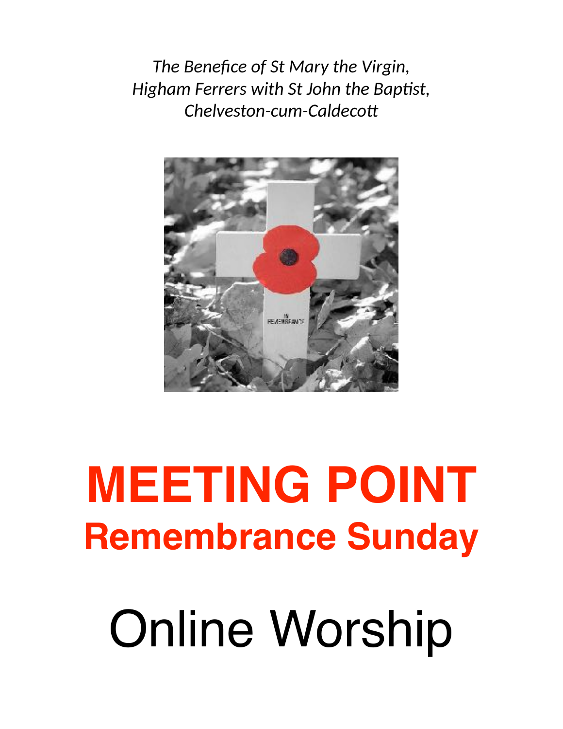*The Benefice of St Mary the Virgin,*
*Higham Ferrers with St John the Baptist,*
*Chelveston-cum-Caldecott*

# MEETING POINT

## Remembrance Sunday

# Online Worship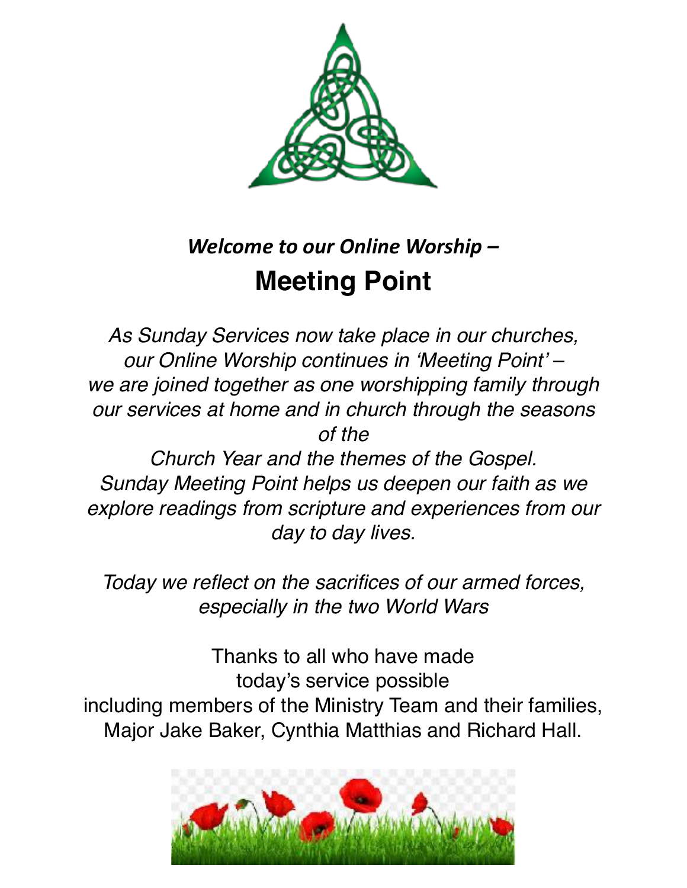***Welcome to our Online Worship –***

# Meeting Point

*As Sunday Services now take place in our churches, our Online Worship continues in 'Meeting Point' – we are joined together as one worshipping family through our services at home and in church through the seasons of the Church Year and the themes of the Gospel. Sunday Meeting Point helps us deepen our faith as we explore readings from scripture and experiences from our day to day lives.*

*Today we reflect on the sacrifices of our armed forces, especially in the two World Wars*

Thanks to all who have made today's service possible including members of the Ministry Team and their families, Major Jake Baker, Cynthia Matthias and Richard Hall.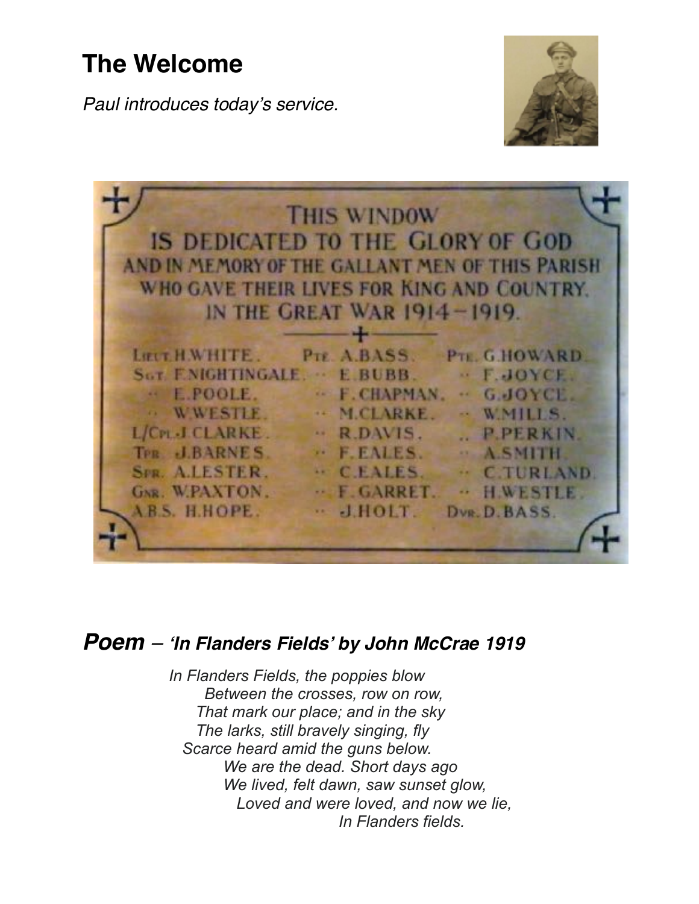# The Welcome

*Paul introduces today's service.*

THIS WINDOW
IS DEDICATED TO THE GLORY OF GOD
AND IN MEMORY OF THE GALLANT MEN OF THIS PARISH
WHO GAVE THEIR LIVES FOR KING AND COUNTRY.
IN THE GREAT WAR 1914–1919.

| | | |
|---|---|---|
| LIEUT. H. WHITE. | PTE. A. BASS. | PTE. G. HOWARD. |
| SGT. F. NIGHTINGALE. | " E. BUBB. | " F. JOYCE. |
| " E. POOLE. | " F. CHAPMAN. | " G. JOYCE. |
| " W. WESTLE. | " M. CLARKE. | " W. MILLS. |
| L/CPL. J. CLARKE. | " R. DAVIS. | " P. PERKIN. |
| TPR. J. BARNES. | " F. EALES. | " A. SMITH. |
| SPR. A. LESTER. | " C. EALES. | " C. TURLAND. |
| GNR. W. PAXTON. | " F. GARRET. | " H. WESTLE. |
| A.B.S. H. HOPE. | " J. HOLT. | DVR. D. BASS. |

## ***Poem – 'In Flanders Fields' by John McCrae 1919***

*In Flanders Fields, the poppies blow*
*Between the crosses, row on row,*
*That mark our place; and in the sky*
*The larks, still bravely singing, fly*
*Scarce heard amid the guns below.*
*We are the dead. Short days ago*
*We lived, felt dawn, saw sunset glow,*
*Loved and were loved, and now we lie,*
*In Flanders fields.*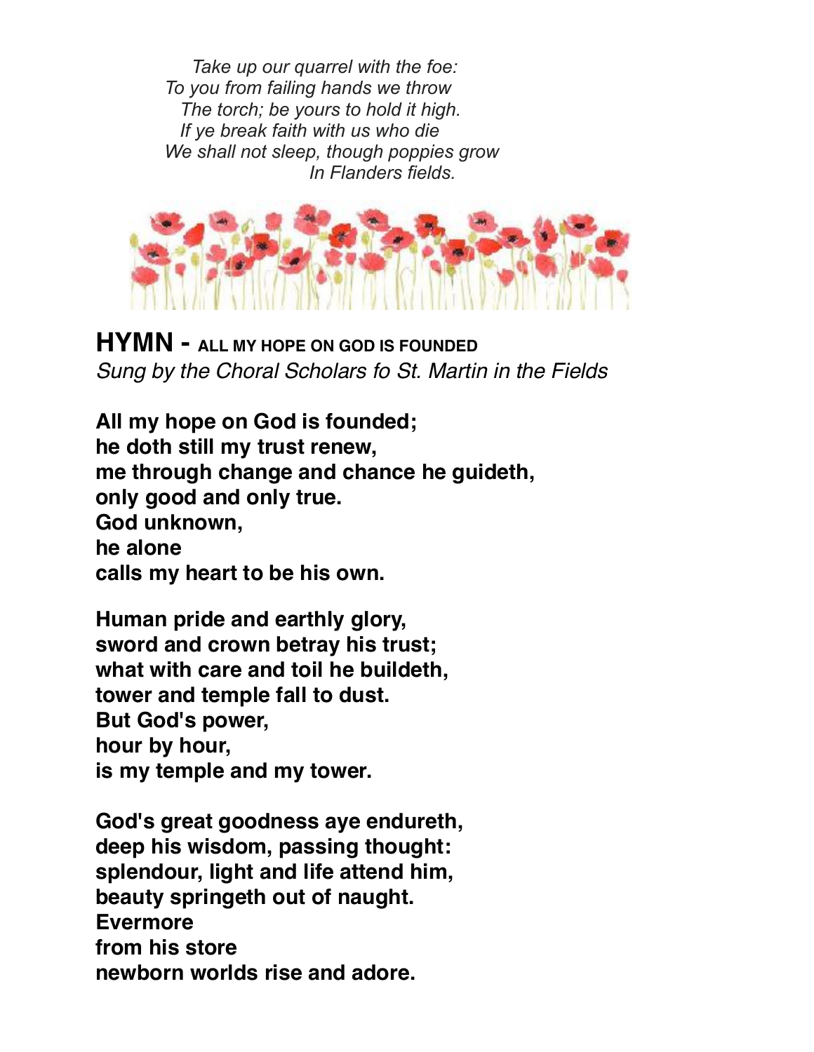*Take up our quarrel with the foe:*
*To you from failing hands we throw*
*The torch; be yours to hold it high.*
*If ye break faith with us who die*
*We shall not sleep, though poppies grow*
*In Flanders fields.*

## HYMN - ALL MY HOPE ON GOD IS FOUNDED

*Sung by the Choral Scholars fo St. Martin in the Fields*

**All my hope on God is founded;**
**he doth still my trust renew,**
**me through change and chance he guideth,**
**only good and only true.**
**God unknown,**
**he alone**
**calls my heart to be his own.**

**Human pride and earthly glory,**
**sword and crown betray his trust;**
**what with care and toil he buildeth,**
**tower and temple fall to dust.**
**But God's power,**
**hour by hour,**
**is my temple and my tower.**

**God's great goodness aye endureth,**
**deep his wisdom, passing thought:**
**splendour, light and life attend him,**
**beauty springeth out of naught.**
**Evermore**
**from his store**
**newborn worlds rise and adore.**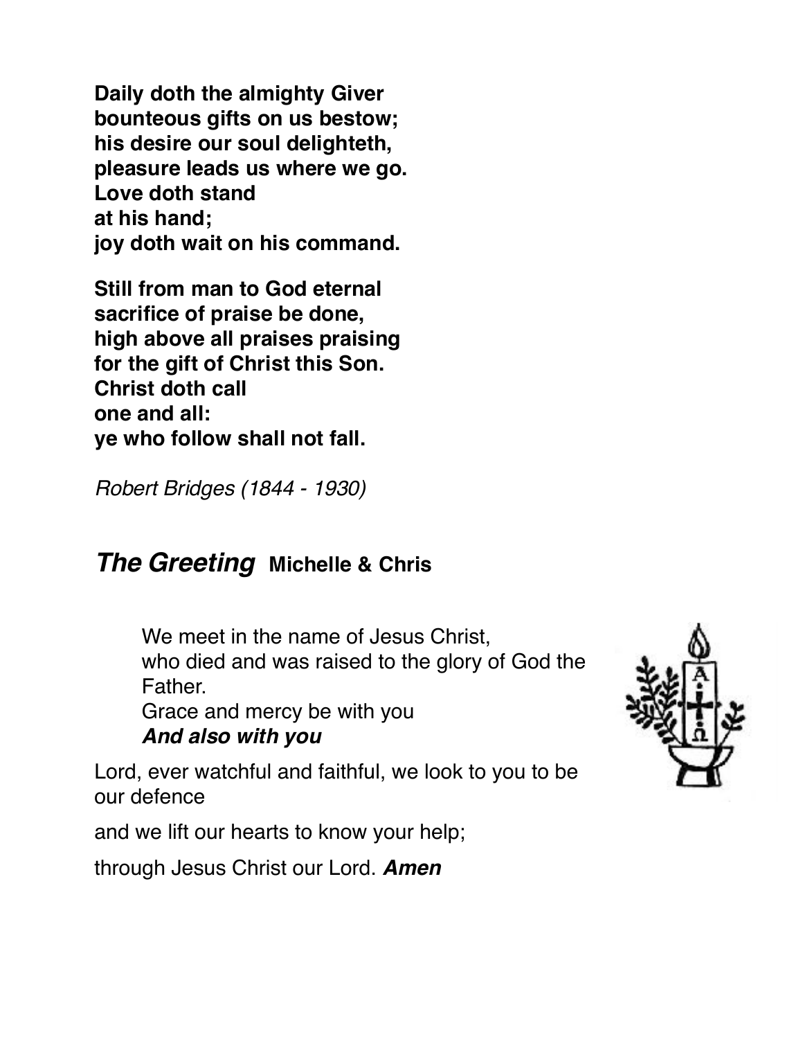**Daily doth the almighty Giver**
**bounteous gifts on us bestow;**
**his desire our soul delighteth,**
**pleasure leads us where we go.**
**Love doth stand**
**at his hand;**
**joy doth wait on his command.**

**Still from man to God eternal**
**sacrifice of praise be done,**
**high above all praises praising**
**for the gift of Christ this Son.**
**Christ doth call**
**one and all:**
**ye who follow shall not fall.**

*Robert Bridges (1844 - 1930)*

## ***The Greeting*** **Michelle & Chris**

> We meet in the name of Jesus Christ,
> who died and was raised to the glory of God the Father.
> Grace and mercy be with you
> ***And also with you***

Lord, ever watchful and faithful, we look to you to be our defence

and we lift our hearts to know your help;

through Jesus Christ our Lord. ***Amen***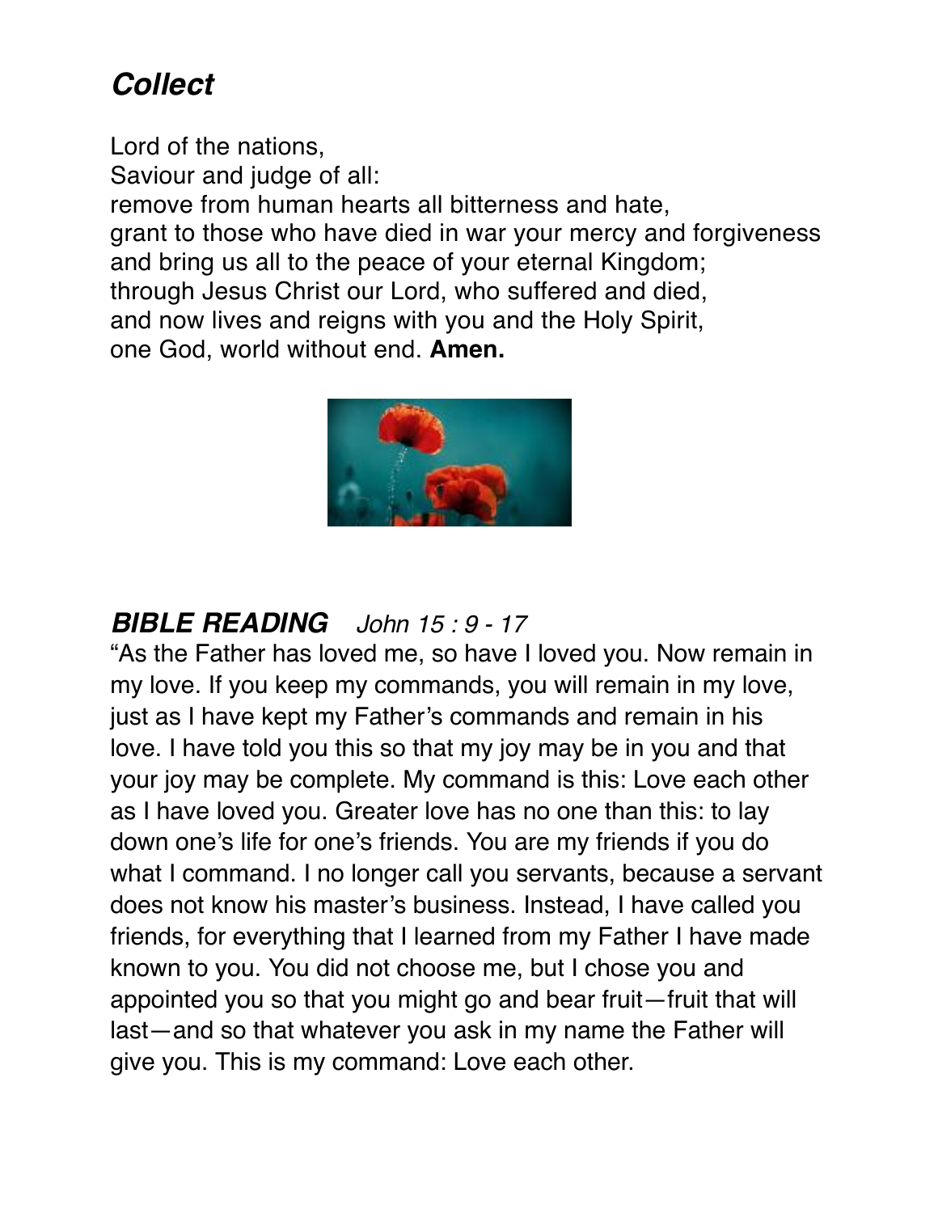## *Collect*

Lord of the nations,
Saviour and judge of all:
remove from human hearts all bitterness and hate,
grant to those who have died in war your mercy and forgiveness
and bring us all to the peace of your eternal Kingdom;
through Jesus Christ our Lord, who suffered and died,
and now lives and reigns with you and the Holy Spirit,
one God, world without end. **Amen.**

## ***BIBLE READING*** *John 15 : 9 - 17*

"As the Father has loved me, so have I loved you. Now remain in my love. If you keep my commands, you will remain in my love, just as I have kept my Father's commands and remain in his love. I have told you this so that my joy may be in you and that your joy may be complete. My command is this: Love each other as I have loved you. Greater love has no one than this: to lay down one's life for one's friends. You are my friends if you do what I command. I no longer call you servants, because a servant does not know his master's business. Instead, I have called you friends, for everything that I learned from my Father I have made known to you. You did not choose me, but I chose you and appointed you so that you might go and bear fruit—fruit that will last—and so that whatever you ask in my name the Father will give you. This is my command: Love each other.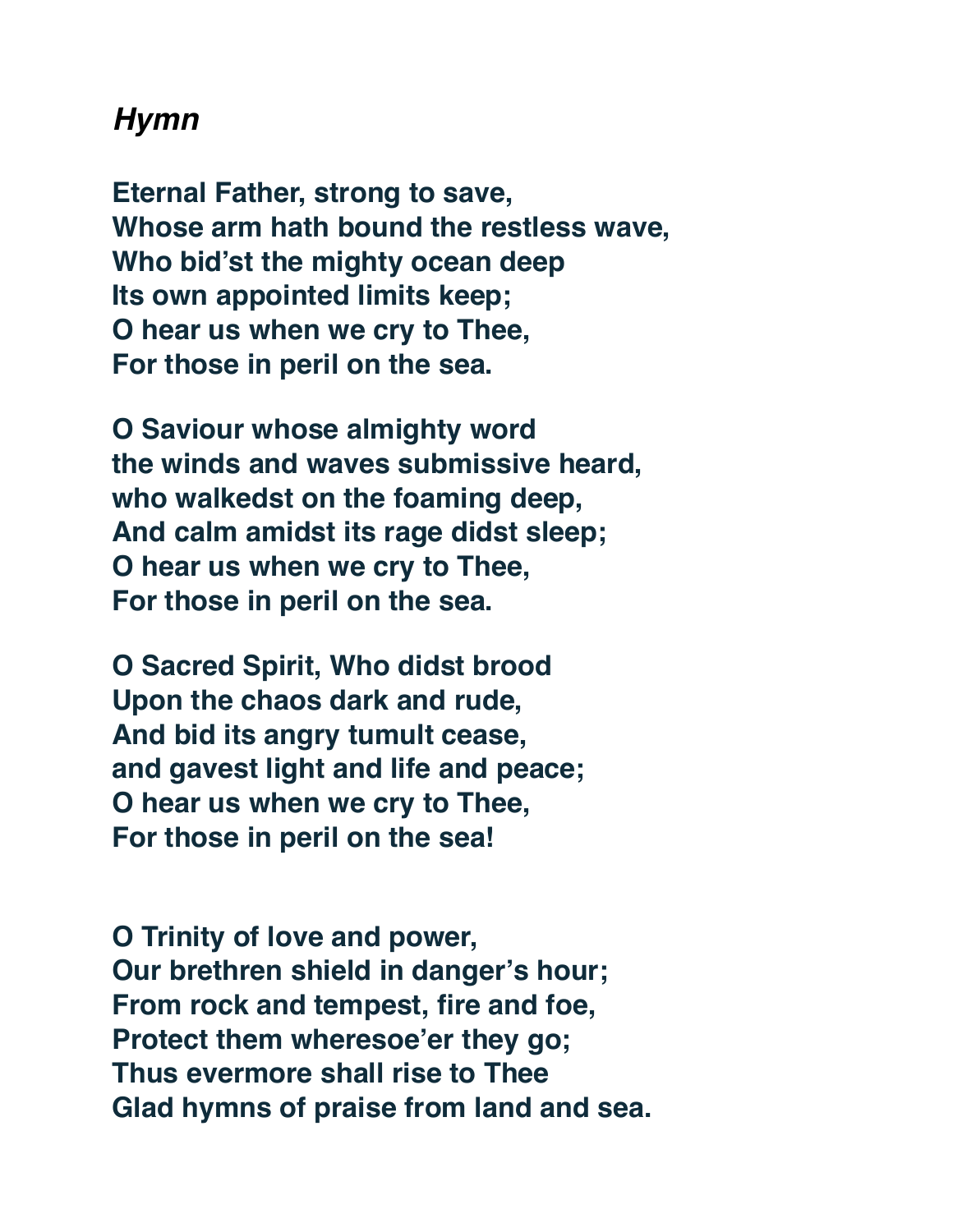***Hymn***

**Eternal Father, strong to save,**
**Whose arm hath bound the restless wave,**
**Who bid'st the mighty ocean deep**
**Its own appointed limits keep;**
**O hear us when we cry to Thee,**
**For those in peril on the sea.**

**O Saviour whose almighty word**
**the winds and waves submissive heard,**
**who walkedst on the foaming deep,**
**And calm amidst its rage didst sleep;**
**O hear us when we cry to Thee,**
**For those in peril on the sea.**

**O Sacred Spirit, Who didst brood**
**Upon the chaos dark and rude,**
**And bid its angry tumult cease,**
**and gavest light and life and peace;**
**O hear us when we cry to Thee,**
**For those in peril on the sea!**

**O Trinity of love and power,**
**Our brethren shield in danger's hour;**
**From rock and tempest, fire and foe,**
**Protect them wheresoe'er they go;**
**Thus evermore shall rise to Thee**
**Glad hymns of praise from land and sea.**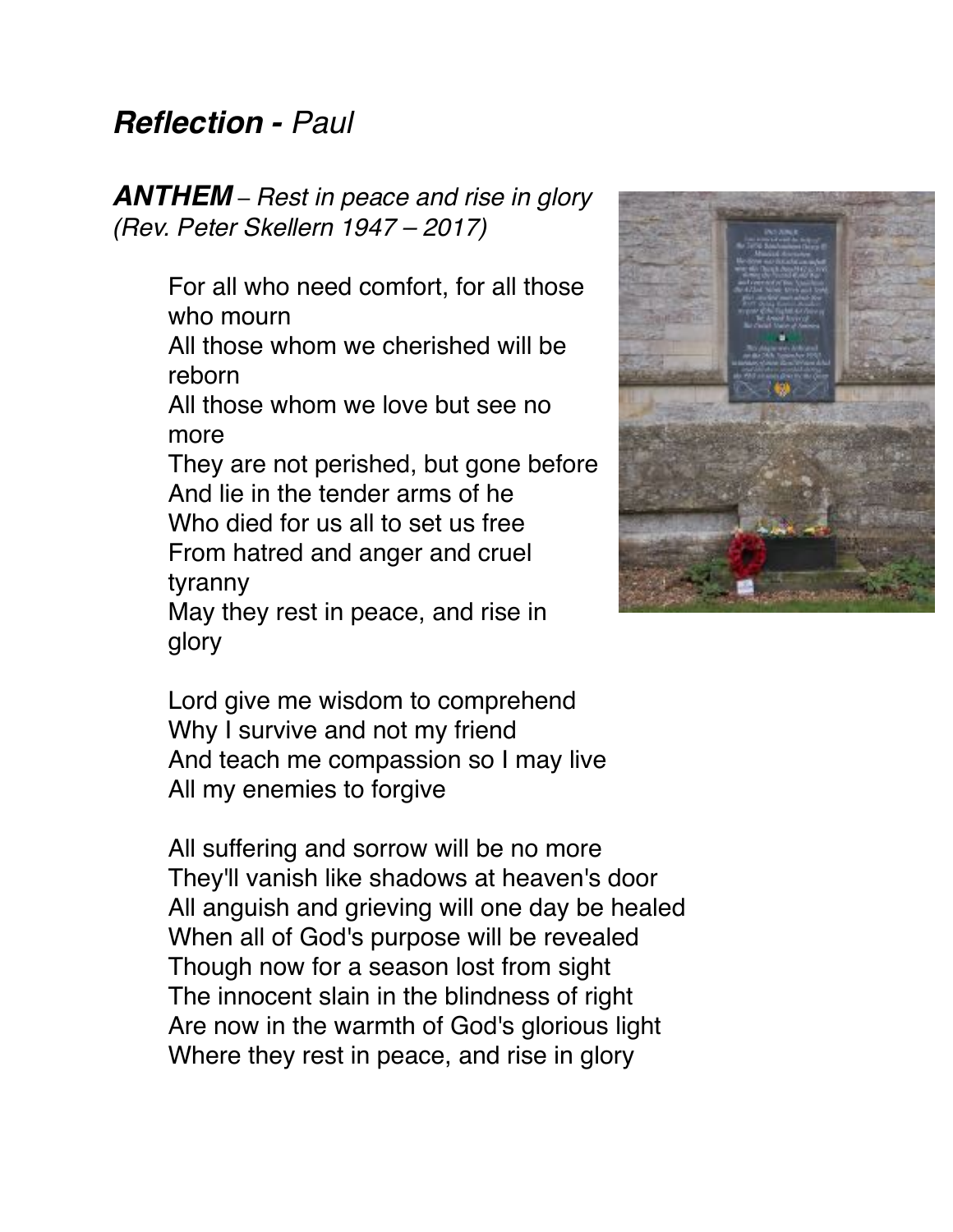***Reflection -*** *Paul*

***ANTHEM*** – *Rest in peace and rise in glory (Rev. Peter Skellern 1947 – 2017)*

For all who need comfort, for all those who mourn
All those whom we cherished will be reborn
All those whom we love but see no more
They are not perished, but gone before
And lie in the tender arms of he
Who died for us all to set us free
From hatred and anger and cruel tyranny
May they rest in peace, and rise in glory

Lord give me wisdom to comprehend
Why I survive and not my friend
And teach me compassion so I may live
All my enemies to forgive

All suffering and sorrow will be no more
They'll vanish like shadows at heaven's door
All anguish and grieving will one day be healed
When all of God's purpose will be revealed
Though now for a season lost from sight
The innocent slain in the blindness of right
Are now in the warmth of God's glorious light
Where they rest in peace, and rise in glory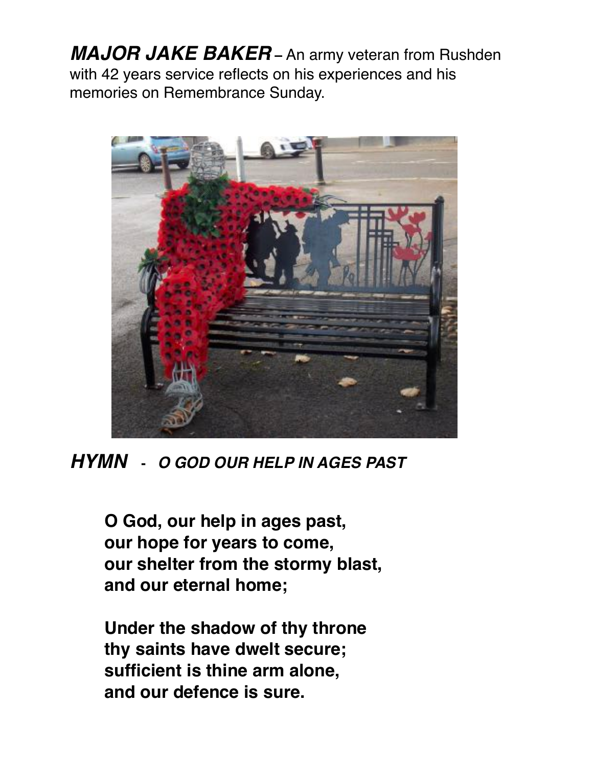***MAJOR JAKE BAKER*** – An army veteran from Rushden with 42 years service reflects on his experiences and his memories on Remembrance Sunday.

***HYMN*** - ***O GOD OUR HELP IN AGES PAST***

**O God, our help in ages past,**
**our hope for years to come,**
**our shelter from the stormy blast,**
**and our eternal home;**

**Under the shadow of thy throne**
**thy saints have dwelt secure;**
**sufficient is thine arm alone,**
**and our defence is sure.**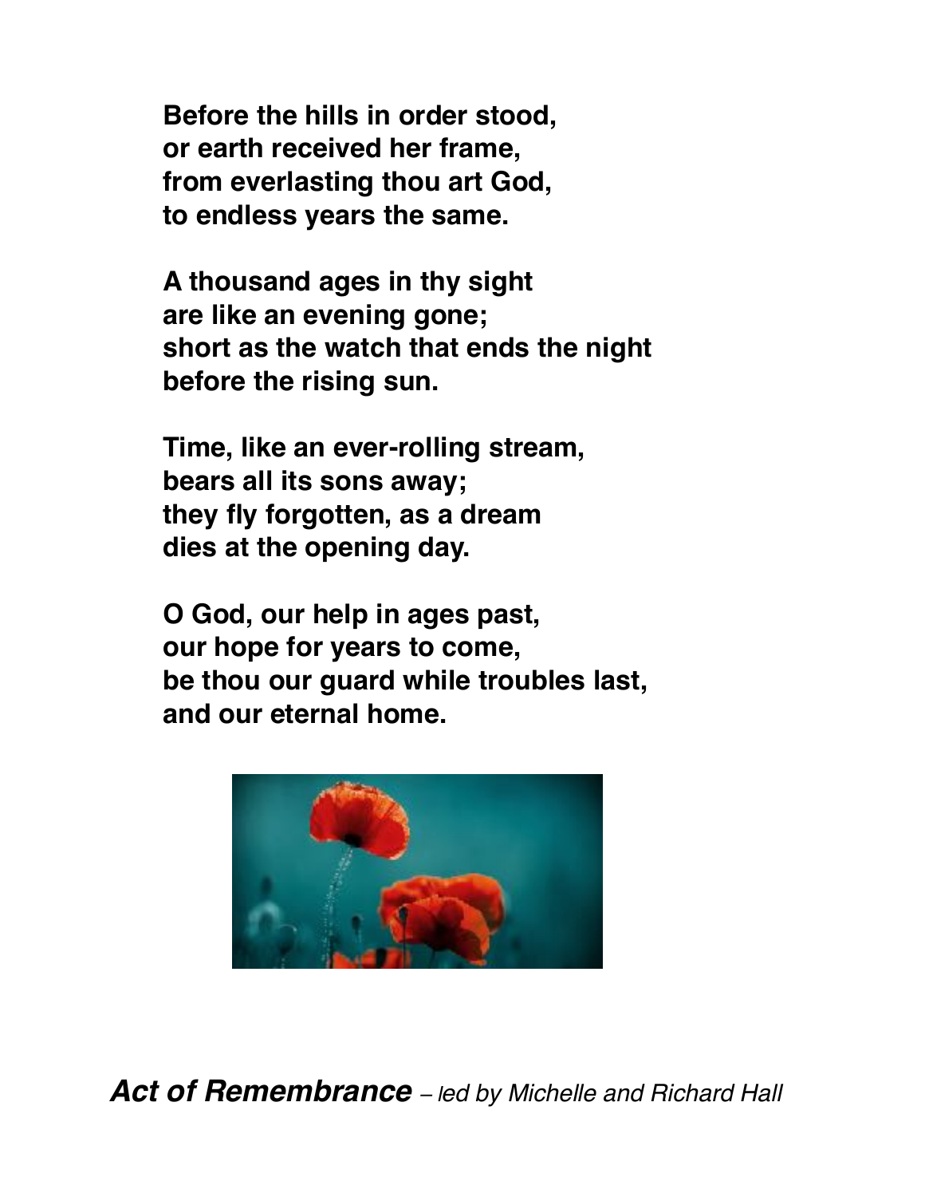**Before the hills in order stood,**
**or earth received her frame,**
**from everlasting thou art God,**
**to endless years the same.**

**A thousand ages in thy sight**
**are like an evening gone;**
**short as the watch that ends the night**
**before the rising sun.**

**Time, like an ever-rolling stream,**
**bears all its sons away;**
**they fly forgotten, as a dream**
**dies at the opening day.**

**O God, our help in ages past,**
**our hope for years to come,**
**be thou our guard while troubles last,**
**and our eternal home.**

***Act of Remembrance*** *– led by Michelle and Richard Hall*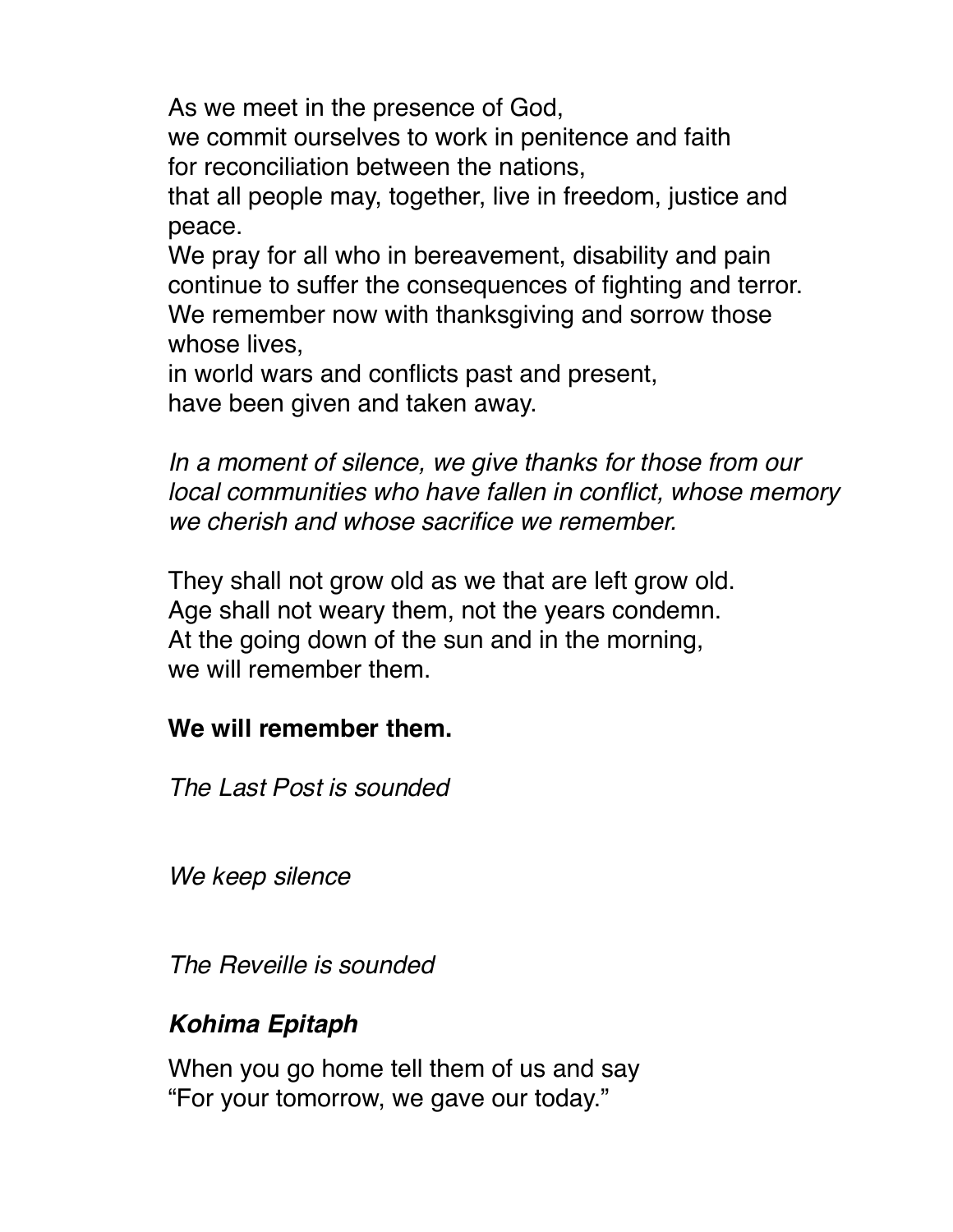As we meet in the presence of God,
we commit ourselves to work in penitence and faith
for reconciliation between the nations,
that all people may, together, live in freedom, justice and peace.
We pray for all who in bereavement, disability and pain
continue to suffer the consequences of fighting and terror.
We remember now with thanksgiving and sorrow those whose lives,
in world wars and conflicts past and present,
have been given and taken away.

*In a moment of silence, we give thanks for those from our local communities who have fallen in conflict, whose memory we cherish and whose sacrifice we remember.*

They shall not grow old as we that are left grow old.
Age shall not weary them, not the years condemn.
At the going down of the sun and in the morning,
we will remember them.

**We will remember them.**

*The Last Post is sounded*

*We keep silence*

*The Reveille is sounded*

***Kohima Epitaph***

When you go home tell them of us and say
"For your tomorrow, we gave our today."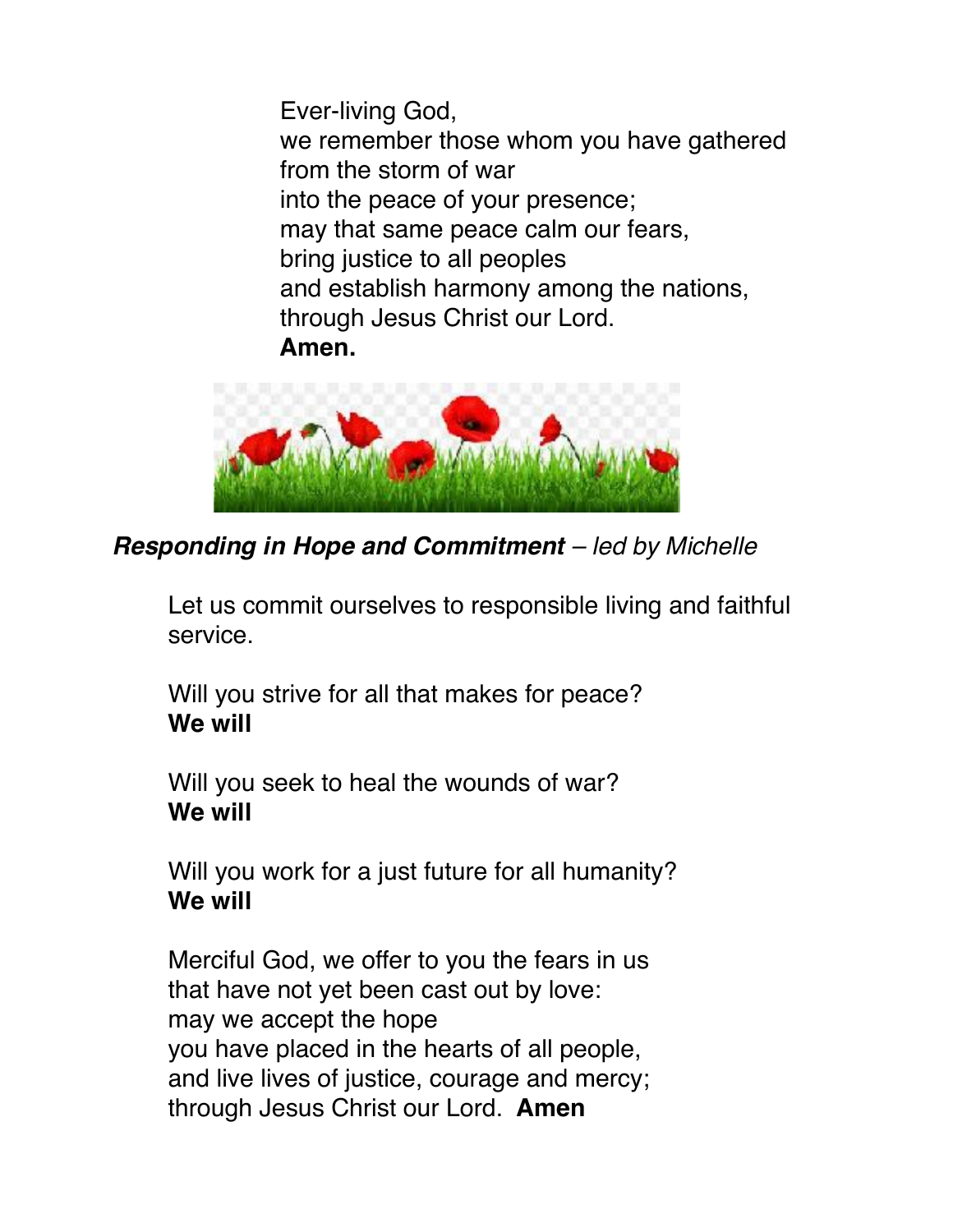Ever-living God,
we remember those whom you have gathered
from the storm of war
into the peace of your presence;
may that same peace calm our fears,
bring justice to all peoples
and establish harmony among the nations,
through Jesus Christ our Lord.
**Amen.**

***Responding in Hope and Commitment*** *– led by Michelle*

Let us commit ourselves to responsible living and faithful service.

Will you strive for all that makes for peace?
**We will**

Will you seek to heal the wounds of war?
**We will**

Will you work for a just future for all humanity?
**We will**

Merciful God, we offer to you the fears in us
that have not yet been cast out by love:
may we accept the hope
you have placed in the hearts of all people,
and live lives of justice, courage and mercy;
through Jesus Christ our Lord. **Amen**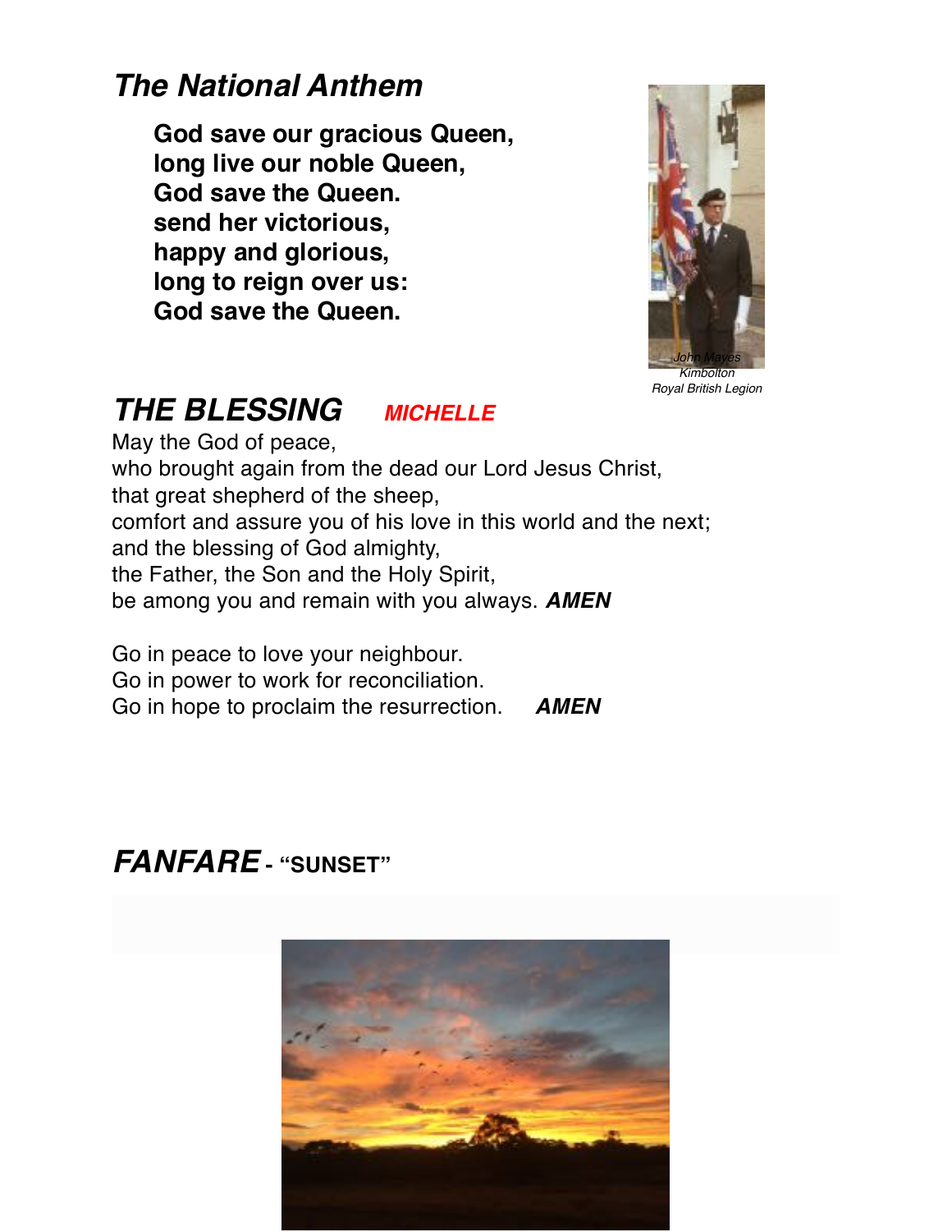## *The National Anthem*

**God save our gracious Queen,**
**long live our noble Queen,**
**God save the Queen.**
**send her victorious,**
**happy and glorious,**
**long to reign over us:**
**God save the Queen.**

*John Mayes*
*Kimbolton*
*Royal British Legion*

## *THE BLESSING* ***MICHELLE***

May the God of peace,
who brought again from the dead our Lord Jesus Christ,
that great shepherd of the sheep,
comfort and assure you of his love in this world and the next;
and the blessing of God almighty,
the Father, the Son and the Holy Spirit,
be among you and remain with you always. ***AMEN***

Go in peace to love your neighbour.
Go in power to work for reconciliation.
Go in hope to proclaim the resurrection. ***AMEN***

## *FANFARE* **- "SUNSET"**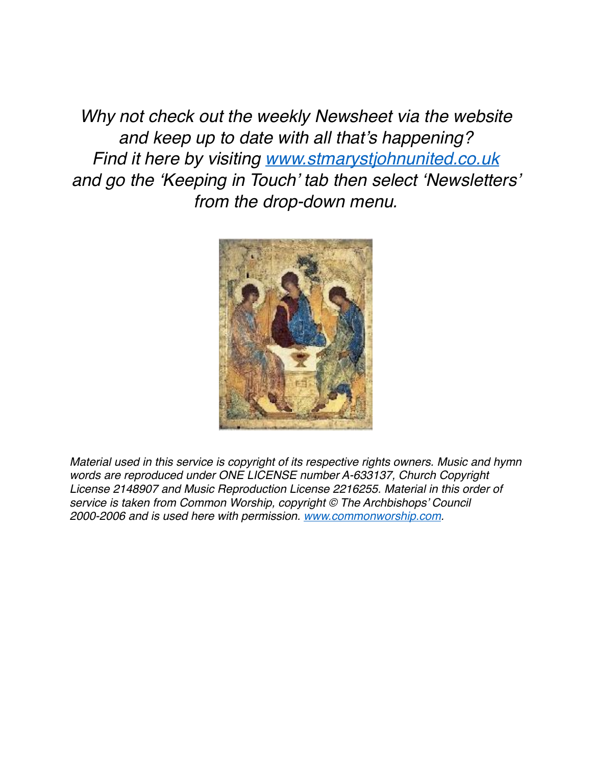*Why not check out the weekly Newsheet via the website and keep up to date with all that's happening? Find it here by visiting [www.stmarystjohnunited.co.uk](http://www.stmarystjohnunited.co.uk) and go the 'Keeping in Touch' tab then select 'Newsletters' from the drop-down menu.*

*Material used in this service is copyright of its respective rights owners. Music and hymn words are reproduced under ONE LICENSE number A-633137, Church Copyright License 2148907 and Music Reproduction License 2216255. Material in this order of service is taken from Common Worship, copyright © The Archbishops' Council 2000-2006 and is used here with permission. [www.commonworship.com](http://www.commonworship.com).*